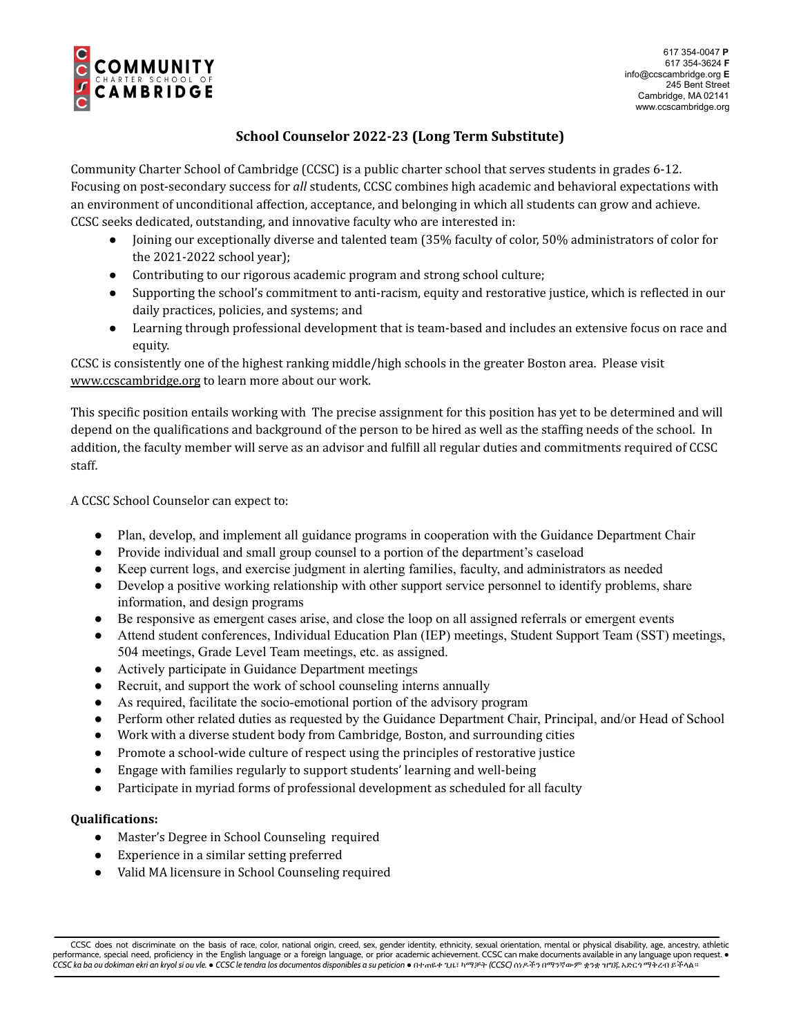COMMUNITY CHARTER SCHOOL OF CAMBRIDGE

617 354-0047 **P**
617 354-3624 **F**
info@ccscambridge.org **E**
245 Bent Street
Cambridge, MA 02141
www.ccscambridge.org

# School Counselor 2022-23 (Long Term Substitute)

Community Charter School of Cambridge (CCSC) is a public charter school that serves students in grades 6-12. Focusing on post-secondary success for *all* students, CCSC combines high academic and behavioral expectations with an environment of unconditional affection, acceptance, and belonging in which all students can grow and achieve. CCSC seeks dedicated, outstanding, and innovative faculty who are interested in:

- Joining our exceptionally diverse and talented team (35% faculty of color, 50% administrators of color for the 2021-2022 school year);
- Contributing to our rigorous academic program and strong school culture;
- Supporting the school's commitment to anti-racism, equity and restorative justice, which is reflected in our daily practices, policies, and systems; and
- Learning through professional development that is team-based and includes an extensive focus on race and equity.

CCSC is consistently one of the highest ranking middle/high schools in the greater Boston area. Please visit www.ccscambridge.org to learn more about our work.

This specific position entails working with The precise assignment for this position has yet to be determined and will depend on the qualifications and background of the person to be hired as well as the staffing needs of the school. In addition, the faculty member will serve as an advisor and fulfill all regular duties and commitments required of CCSC staff.

A CCSC School Counselor can expect to:

- Plan, develop, and implement all guidance programs in cooperation with the Guidance Department Chair
- Provide individual and small group counsel to a portion of the department's caseload
- Keep current logs, and exercise judgment in alerting families, faculty, and administrators as needed
- Develop a positive working relationship with other support service personnel to identify problems, share information, and design programs
- Be responsive as emergent cases arise, and close the loop on all assigned referrals or emergent events
- Attend student conferences, Individual Education Plan (IEP) meetings, Student Support Team (SST) meetings, 504 meetings, Grade Level Team meetings, etc. as assigned.
- Actively participate in Guidance Department meetings
- Recruit, and support the work of school counseling interns annually
- As required, facilitate the socio-emotional portion of the advisory program
- Perform other related duties as requested by the Guidance Department Chair, Principal, and/or Head of School
- Work with a diverse student body from Cambridge, Boston, and surrounding cities
- Promote a school-wide culture of respect using the principles of restorative justice
- Engage with families regularly to support students' learning and well-being
- Participate in myriad forms of professional development as scheduled for all faculty

**Qualifications:**

- Master's Degree in School Counseling required
- Experience in a similar setting preferred
- Valid MA licensure in School Counseling required

CCSC does not discriminate on the basis of race, color, national origin, creed, sex, gender identity, ethnicity, sexual orientation, mental or physical disability, age, ancestry, athletic performance, special need, proficiency in the English language or a foreign language, or prior academic achievement. CCSC can make documents available in any language upon request. ● *CCSC ka ba ou dokiman ekri an kryol si ou vle. ● CCSC le tendra los documentos disponibles a su peticion ● በተጠየቀ ጊዜ፣ ካማቻት (CCSC) ሰነዶችን በማንኛውም ቋንቋ ዝግጁ አድርጎ ማቅረብ ይችላል።*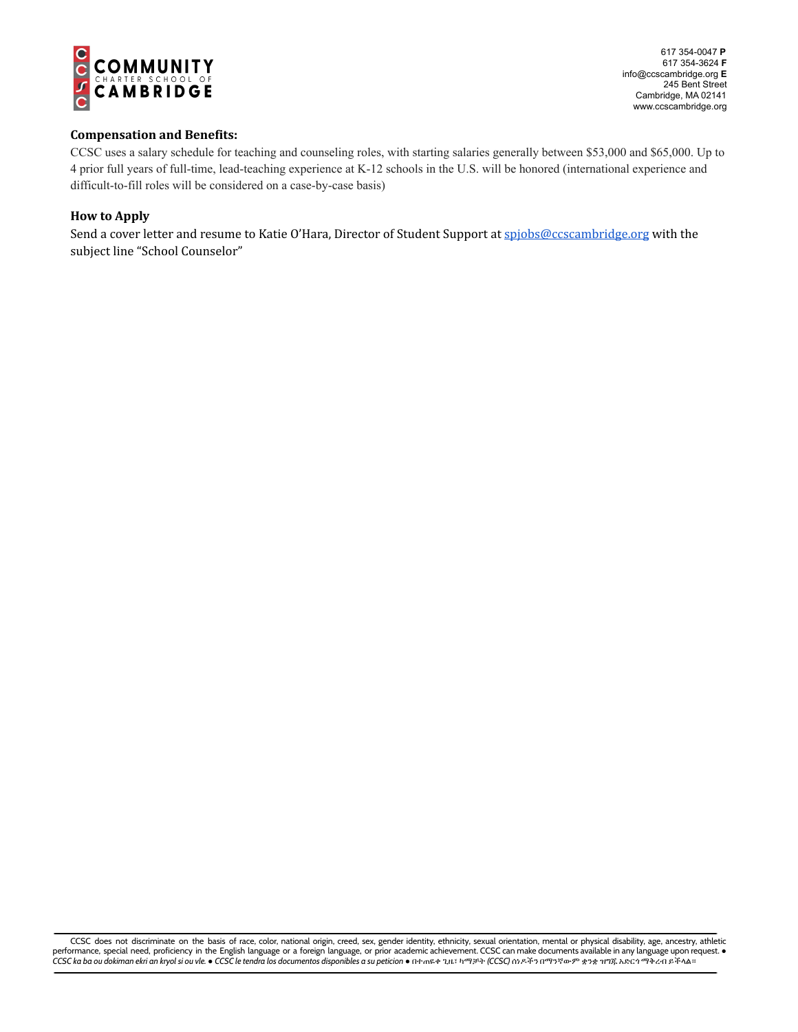### Compensation and Benefits:

CCSC uses a salary schedule for teaching and counseling roles, with starting salaries generally between $53,000 and $65,000. Up to 4 prior full years of full-time, lead-teaching experience at K-12 schools in the U.S. will be honored (international experience and difficult-to-fill roles will be considered on a case-by-case basis)

### How to Apply

Send a cover letter and resume to Katie O'Hara, Director of Student Support at spjobs@ccscambridge.org with the subject line "School Counselor"